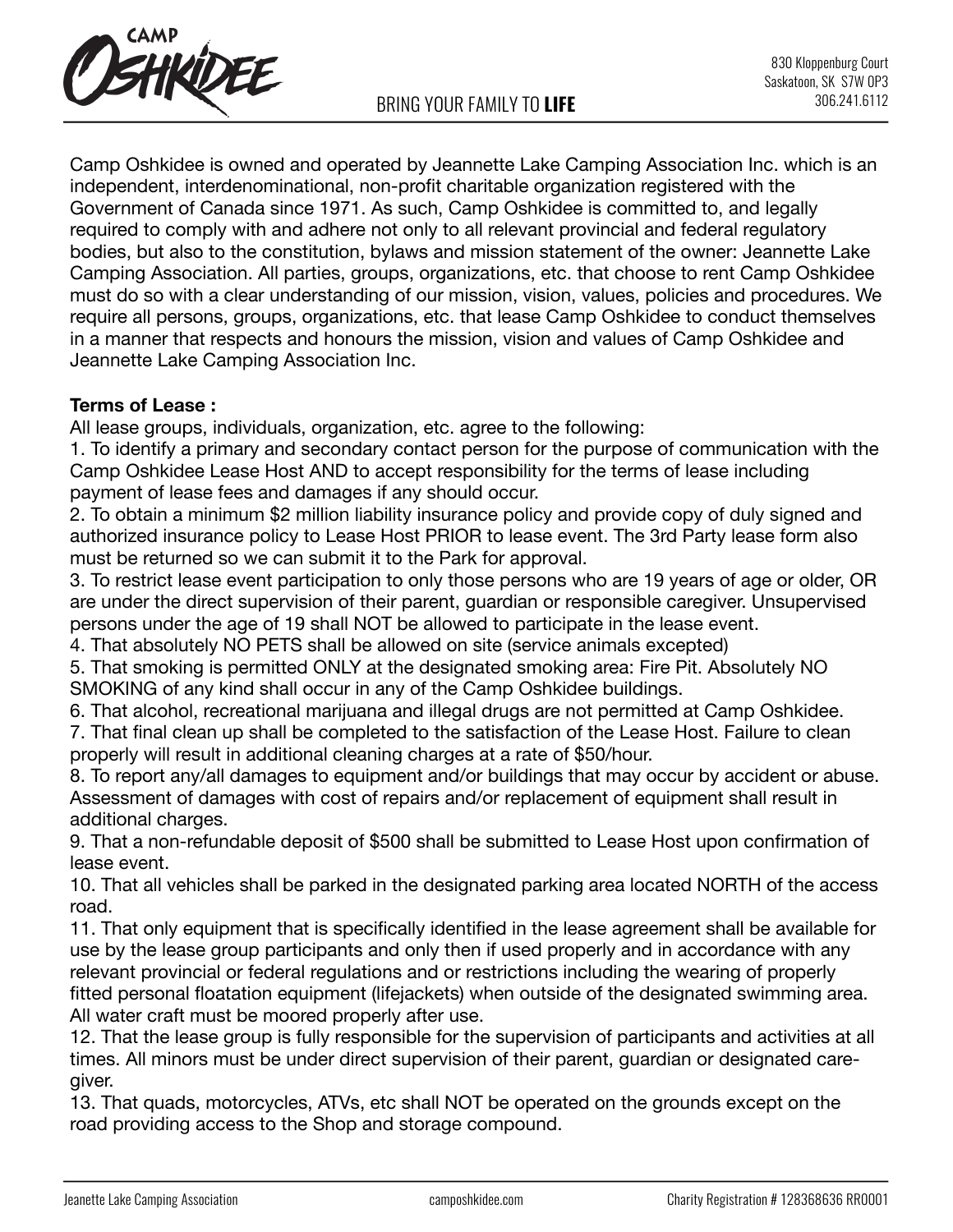Camp Oshkidee is owned and operated by Jeannette Lake Camping Association Inc. which is an independent, interdenominational, non-profit charitable organization registered with the Government of Canada since 1971. As such, Camp Oshkidee is committed to, and legally required to comply with and adhere not only to all relevant provincial and federal regulatory bodies, but also to the constitution, bylaws and mission statement of the owner: Jeannette Lake Camping Association. All parties, groups, organizations, etc. that choose to rent Camp Oshkidee must do so with a clear understanding of our mission, vision, values, policies and procedures. We require all persons, groups, organizations, etc. that lease Camp Oshkidee to conduct themselves in a manner that respects and honours the mission, vision and values of Camp Oshkidee and Jeannette Lake Camping Association Inc.

**Terms of Lease :**

All lease groups, individuals, organization, etc. agree to the following:

1. To identify a primary and secondary contact person for the purpose of communication with the Camp Oshkidee Lease Host AND to accept responsibility for the terms of lease including payment of lease fees and damages if any should occur.
2. To obtain a minimum $2 million liability insurance policy and provide copy of duly signed and authorized insurance policy to Lease Host PRIOR to lease event. The 3rd Party lease form also must be returned so we can submit it to the Park for approval.
3. To restrict lease event participation to only those persons who are 19 years of age or older, OR are under the direct supervision of their parent, guardian or responsible caregiver. Unsupervised persons under the age of 19 shall NOT be allowed to participate in the lease event.
4. That absolutely NO PETS shall be allowed on site (service animals excepted)
5. That smoking is permitted ONLY at the designated smoking area: Fire Pit. Absolutely NO SMOKING of any kind shall occur in any of the Camp Oshkidee buildings.
6. That alcohol, recreational marijuana and illegal drugs are not permitted at Camp Oshkidee.
7. That final clean up shall be completed to the satisfaction of the Lease Host. Failure to clean properly will result in additional cleaning charges at a rate of $50/hour.
8. To report any/all damages to equipment and/or buildings that may occur by accident or abuse. Assessment of damages with cost of repairs and/or replacement of equipment shall result in additional charges.
9. That a non-refundable deposit of $500 shall be submitted to Lease Host upon confirmation of lease event.
10. That all vehicles shall be parked in the designated parking area located NORTH of the access road.
11. That only equipment that is specifically identified in the lease agreement shall be available for use by the lease group participants and only then if used properly and in accordance with any relevant provincial or federal regulations and or restrictions including the wearing of properly fitted personal floatation equipment (lifejackets) when outside of the designated swimming area. All water craft must be moored properly after use.
12. That the lease group is fully responsible for the supervision of participants and activities at all times. All minors must be under direct supervision of their parent, guardian or designated care-giver.
13. That quads, motorcycles, ATVs, etc shall NOT be operated on the grounds except on the road providing access to the Shop and storage compound.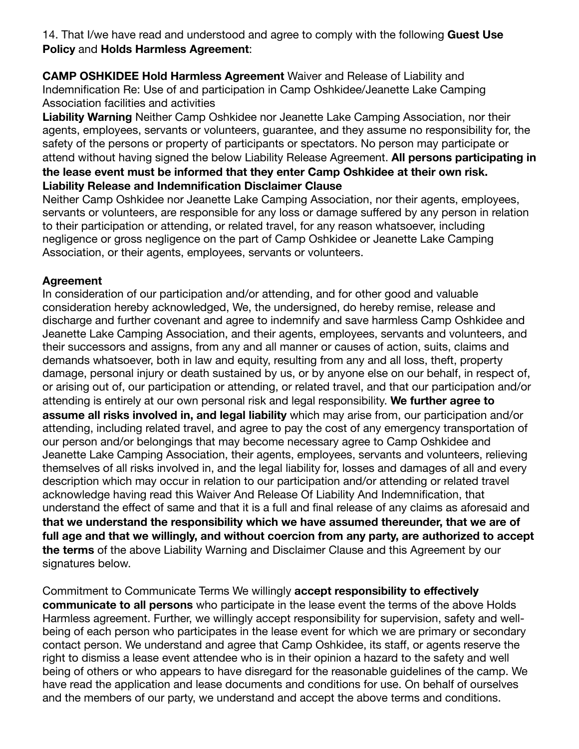14. That I/we have read and understood and agree to comply with the following **Guest Use Policy** and **Holds Harmless Agreement**:

**CAMP OSHKIDEE Hold Harmless Agreement** Waiver and Release of Liability and Indemnification Re: Use of and participation in Camp Oshkidee/Jeanette Lake Camping Association facilities and activities

**Liability Warning** Neither Camp Oshkidee nor Jeanette Lake Camping Association, nor their agents, employees, servants or volunteers, guarantee, and they assume no responsibility for, the safety of the persons or property of participants or spectators. No person may participate or attend without having signed the below Liability Release Agreement. **All persons participating in the lease event must be informed that they enter Camp Oshkidee at their own risk.**

**Liability Release and Indemnification Disclaimer Clause**

Neither Camp Oshkidee nor Jeanette Lake Camping Association, nor their agents, employees, servants or volunteers, are responsible for any loss or damage suffered by any person in relation to their participation or attending, or related travel, for any reason whatsoever, including negligence or gross negligence on the part of Camp Oshkidee or Jeanette Lake Camping Association, or their agents, employees, servants or volunteers.

**Agreement**

In consideration of our participation and/or attending, and for other good and valuable consideration hereby acknowledged, We, the undersigned, do hereby remise, release and discharge and further covenant and agree to indemnify and save harmless Camp Oshkidee and Jeanette Lake Camping Association, and their agents, employees, servants and volunteers, and their successors and assigns, from any and all manner or causes of action, suits, claims and demands whatsoever, both in law and equity, resulting from any and all loss, theft, property damage, personal injury or death sustained by us, or by anyone else on our behalf, in respect of, or arising out of, our participation or attending, or related travel, and that our participation and/or attending is entirely at our own personal risk and legal responsibility. **We further agree to assume all risks involved in, and legal liability** which may arise from, our participation and/or attending, including related travel, and agree to pay the cost of any emergency transportation of our person and/or belongings that may become necessary agree to Camp Oshkidee and Jeanette Lake Camping Association, their agents, employees, servants and volunteers, relieving themselves of all risks involved in, and the legal liability for, losses and damages of all and every description which may occur in relation to our participation and/or attending or related travel acknowledge having read this Waiver And Release Of Liability And Indemnification, that understand the effect of same and that it is a full and final release of any claims as aforesaid and **that we understand the responsibility which we have assumed thereunder, that we are of full age and that we willingly, and without coercion from any party, are authorized to accept the terms** of the above Liability Warning and Disclaimer Clause and this Agreement by our signatures below.

Commitment to Communicate Terms We willingly **accept responsibility to effectively communicate to all persons** who participate in the lease event the terms of the above Holds Harmless agreement. Further, we willingly accept responsibility for supervision, safety and well-being of each person who participates in the lease event for which we are primary or secondary contact person. We understand and agree that Camp Oshkidee, its staff, or agents reserve the right to dismiss a lease event attendee who is in their opinion a hazard to the safety and well being of others or who appears to have disregard for the reasonable guidelines of the camp. We have read the application and lease documents and conditions for use. On behalf of ourselves and the members of our party, we understand and accept the above terms and conditions.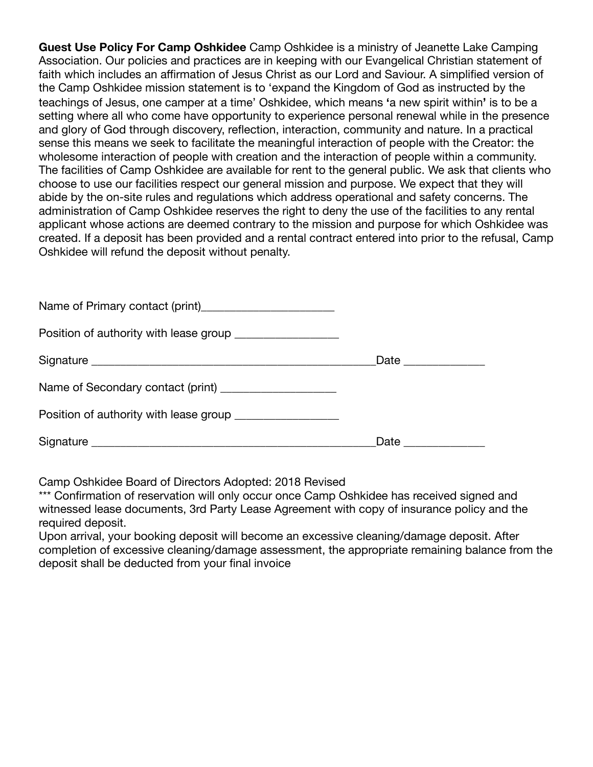**Guest Use Policy For Camp Oshkidee** Camp Oshkidee is a ministry of Jeanette Lake Camping Association. Our policies and practices are in keeping with our Evangelical Christian statement of faith which includes an affirmation of Jesus Christ as our Lord and Saviour. A simplified version of the Camp Oshkidee mission statement is to 'expand the Kingdom of God as instructed by the teachings of Jesus, one camper at a time' Oshkidee, which means **'**a new spirit within**'** is to be a setting where all who come have opportunity to experience personal renewal while in the presence and glory of God through discovery, reflection, interaction, community and nature. In a practical sense this means we seek to facilitate the meaningful interaction of people with the Creator: the wholesome interaction of people with creation and the interaction of people within a community. The facilities of Camp Oshkidee are available for rent to the general public. We ask that clients who choose to use our facilities respect our general mission and purpose. We expect that they will abide by the on-site rules and regulations which address operational and safety concerns. The administration of Camp Oshkidee reserves the right to deny the use of the facilities to any rental applicant whose actions are deemed contrary to the mission and purpose for which Oshkidee was created. If a deposit has been provided and a rental contract entered into prior to the refusal, Camp Oshkidee will refund the deposit without penalty.

Name of Primary contact (print)______________________

Position of authority with lease group _________________

Signature ________________________________________________Date _____________

Name of Secondary contact (print) ___________________

Position of authority with lease group _________________

Signature ________________________________________________Date _____________

Camp Oshkidee Board of Directors Adopted: 2018 Revised

*** Confirmation of reservation will only occur once Camp Oshkidee has received signed and witnessed lease documents, 3rd Party Lease Agreement with copy of insurance policy and the required deposit.

Upon arrival, your booking deposit will become an excessive cleaning/damage deposit. After completion of excessive cleaning/damage assessment, the appropriate remaining balance from the deposit shall be deducted from your final invoice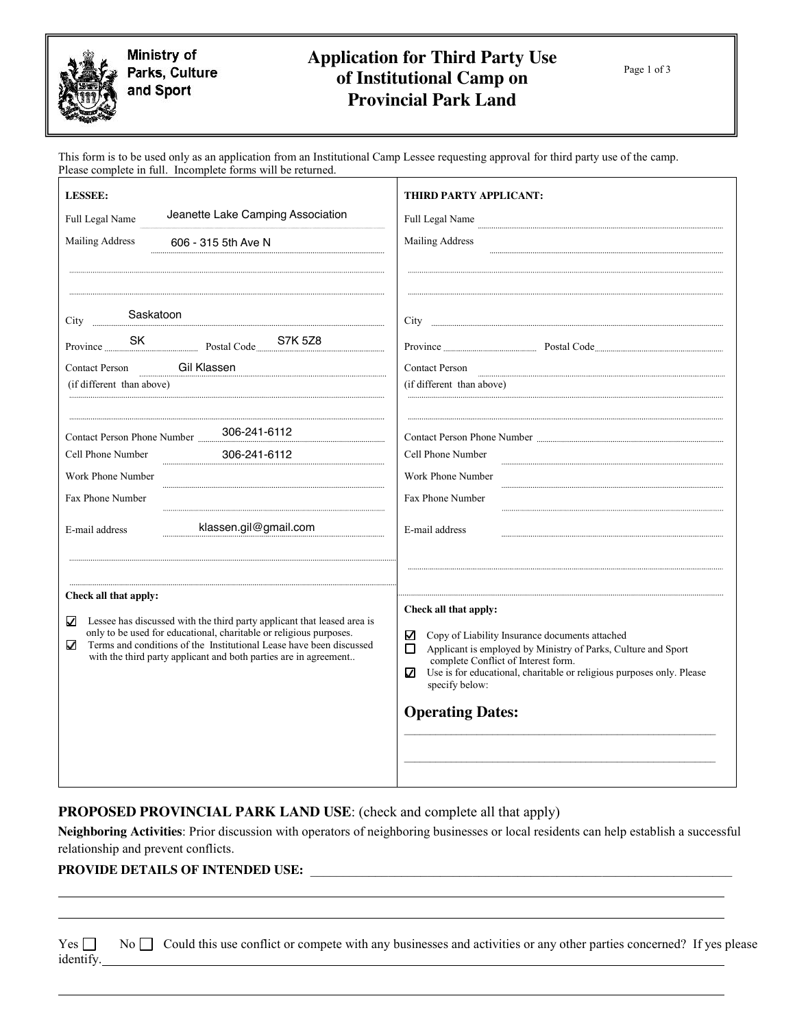Ministry of Parks, Culture and Sport

# Application for Third Party Use of Institutional Camp on Provincial Park Land

This form is to be used only as an application from an Institutional Camp Lessee requesting approval for third party use of the camp.
Please complete in full. Incomplete forms will be returned.

**LESSEE:**

Full Legal Name: Jeanette Lake Camping Association

Mailing Address: 606 - 315 5th Ave N

City: Saskatoon

Province: SK Postal Code: S7K 5Z8

Contact Person (if different than above): Gil Klassen

Contact Person Phone Number: 306-241-6112

Cell Phone Number: 306-241-6112

Work Phone Number:

Fax Phone Number:

E-mail address: klassen.gil@gmail.com

**Check all that apply:**

- ☑ Lessee has discussed with the third party applicant that leased area is only to be used for educational, charitable or religious purposes.
- ☑ Terms and conditions of the Institutional Lease have been discussed with the third party applicant and both parties are in agreement..

**THIRD PARTY APPLICANT:**

Full Legal Name:

Mailing Address:

City:

Province: Postal Code:

Contact Person (if different than above):

Contact Person Phone Number:

Cell Phone Number:

Work Phone Number:

Fax Phone Number:

E-mail address:

**Check all that apply:**

- ☑ Copy of Liability Insurance documents attached
- ☐ Applicant is employed by Ministry of Parks, Culture and Sport complete Conflict of Interest form.
- ☑ Use is for educational, charitable or religious purposes only. Please specify below:

## Operating Dates:

**PROPOSED PROVINCIAL PARK LAND USE**: (check and complete all that apply)

**Neighboring Activities**: Prior discussion with operators of neighboring businesses or local residents can help establish a successful relationship and prevent conflicts.

**PROVIDE DETAILS OF INTENDED USE:**

Yes ☐ No ☐ Could this use conflict or compete with any businesses and activities or any other parties concerned? If yes please identify.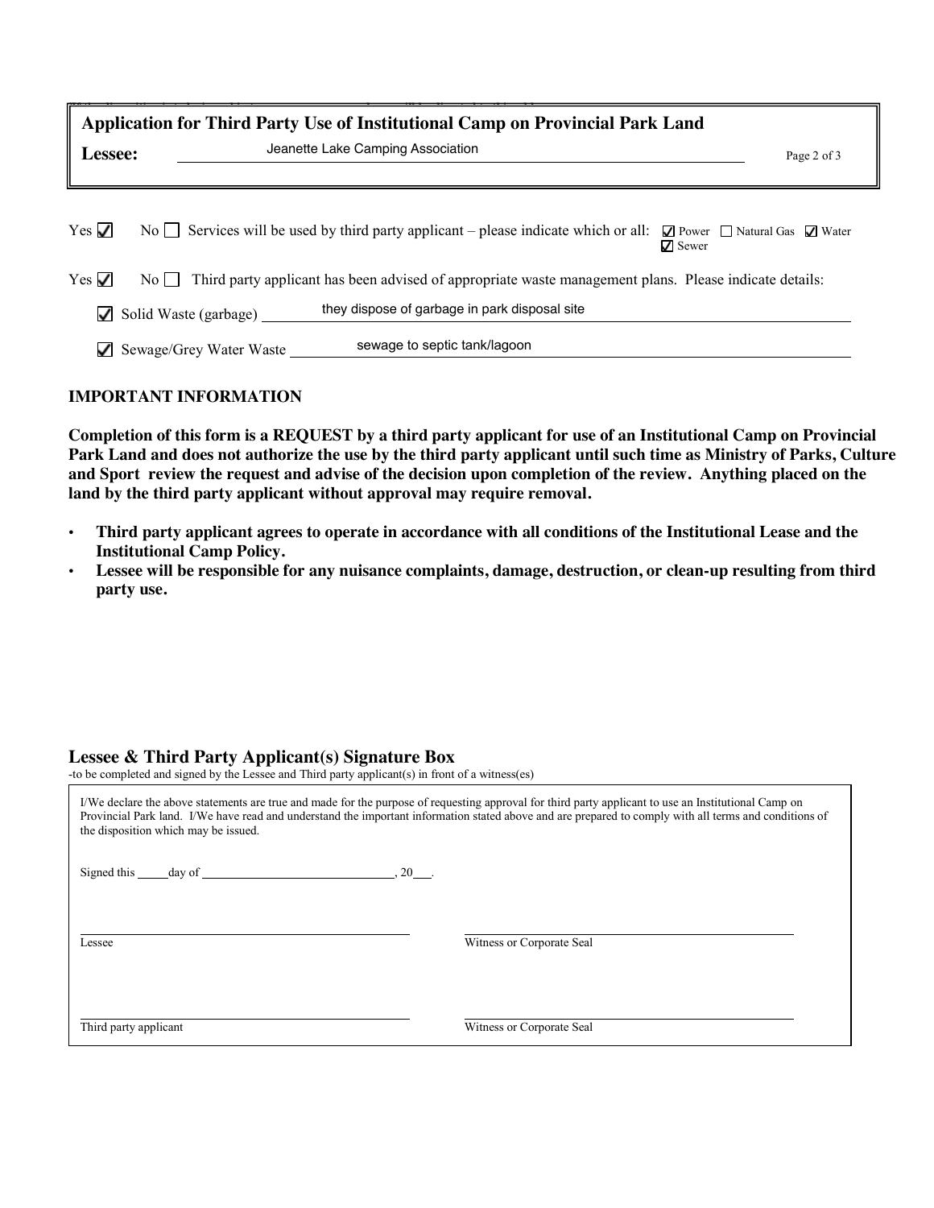## Application for Third Party Use of Institutional Camp on Provincial Park Land

**Lessee:** Jeanette Lake Camping Association

Yes ☑ No ☐ Services will be used by third party applicant – please indicate which or all: ☑ Power ☐ Natural Gas ☑ Water ☑ Sewer

Yes ☑ No ☐ Third party applicant has been advised of appropriate waste management plans. Please indicate details:

☑ Solid Waste (garbage) they dispose of garbage in park disposal site

☑ Sewage/Grey Water Waste sewage to septic tank/lagoon

### IMPORTANT INFORMATION

**Completion of this form is a REQUEST by a third party applicant for use of an Institutional Camp on Provincial Park Land and does not authorize the use by the third party applicant until such time as Ministry of Parks, Culture and Sport review the request and advise of the decision upon completion of the review. Anything placed on the land by the third party applicant without approval may require removal.**

- **Third party applicant agrees to operate in accordance with all conditions of the Institutional Lease and the Institutional Camp Policy.**
- **Lessee will be responsible for any nuisance complaints, damage, destruction, or clean-up resulting from third party use.**

### Lessee & Third Party Applicant(s) Signature Box

-to be completed and signed by the Lessee and Third party applicant(s) in front of a witness(es)

I/We declare the above statements are true and made for the purpose of requesting approval for third party applicant to use an Institutional Camp on Provincial Park land. I/We have read and understand the important information stated above and are prepared to comply with all terms and conditions of the disposition which may be issued.

Signed this _____ day of ______________________, 20___.

| | |
|---|---|
| Lessee | Witness or Corporate Seal |
| Third party applicant | Witness or Corporate Seal |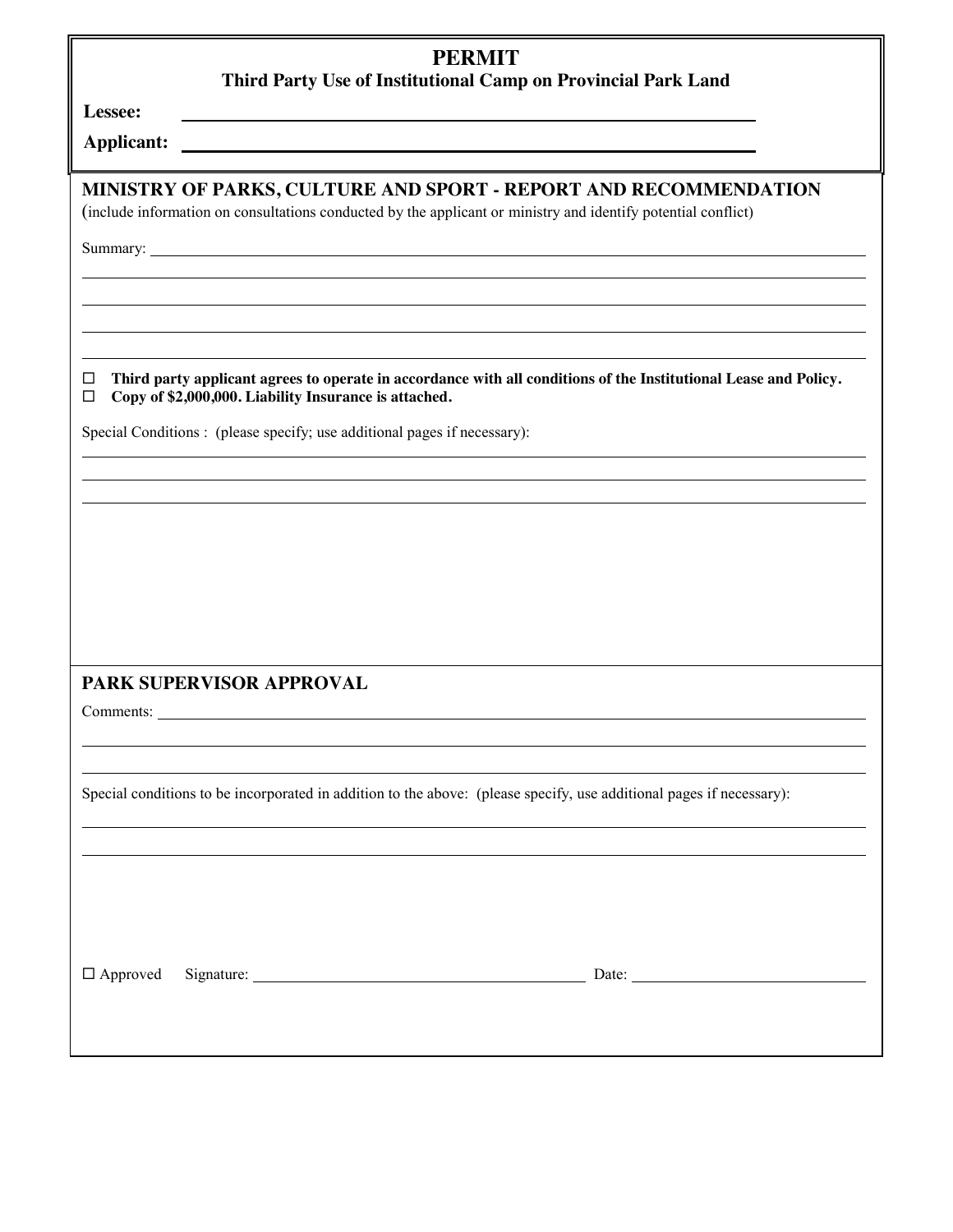# PERMIT

## Third Party Use of Institutional Camp on Provincial Park Land

**Lessee:** ______________________________

**Applicant:** ______________________________

## MINISTRY OF PARKS, CULTURE AND SPORT - REPORT AND RECOMMENDATION

(include information on consultations conducted by the applicant or ministry and identify potential conflict)

Summary: ______________________________

☐ **Third party applicant agrees to operate in accordance with all conditions of the Institutional Lease and Policy.**

☐ **Copy of $2,000,000. Liability Insurance is attached.**

Special Conditions : (please specify; use additional pages if necessary):

## PARK SUPERVISOR APPROVAL

Comments: ______________________________

Special conditions to be incorporated in addition to the above: (please specify, use additional pages if necessary):

☐ Approved Signature: ______________________ Date: ______________________